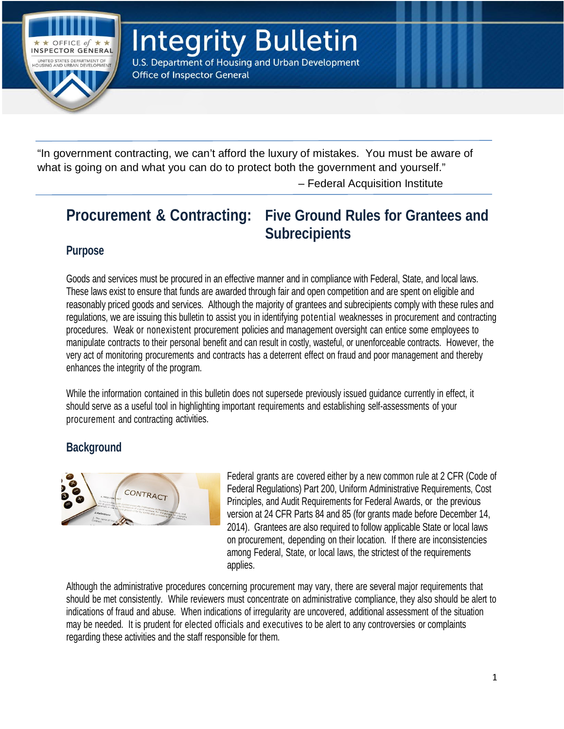# Integrity Bulletin

U.S. Department of Housing and Urban Development
Office of Inspector General

---

"In government contracting, we can't afford the luxury of mistakes. You must be aware of what is going on and what you can do to protect both the government and yourself."

– Federal Acquisition Institute

---

## Procurement & Contracting: Five Ground Rules for Grantees and Subrecipients

### Purpose

Goods and services must be procured in an effective manner and in compliance with Federal, State, and local laws. These laws exist to ensure that funds are awarded through fair and open competition and are spent on eligible and reasonably priced goods and services. Although the majority of grantees and subrecipients comply with these rules and regulations, we are issuing this bulletin to assist you in identifying potential weaknesses in procurement and contracting procedures. Weak or nonexistent procurement policies and management oversight can entice some employees to manipulate contracts to their personal benefit and can result in costly, wasteful, or unenforceable contracts. However, the very act of monitoring procurements and contracts has a deterrent effect on fraud and poor management and thereby enhances the integrity of the program.

While the information contained in this bulletin does not supersede previously issued guidance currently in effect, it should serve as a useful tool in highlighting important requirements and establishing self-assessments of your procurement and contracting activities.

### Background

Federal grants are covered either by a new common rule at 2 CFR (Code of Federal Regulations) Part 200, Uniform Administrative Requirements, Cost Principles, and Audit Requirements for Federal Awards, or the previous version at 24 CFR Parts 84 and 85 (for grants made before December 14, 2014). Grantees are also required to follow applicable State or local laws on procurement, depending on their location. If there are inconsistencies among Federal, State, or local laws, the strictest of the requirements applies.

Although the administrative procedures concerning procurement may vary, there are several major requirements that should be met consistently. While reviewers must concentrate on administrative compliance, they also should be alert to indications of fraud and abuse. When indications of irregularity are uncovered, additional assessment of the situation may be needed. It is prudent for elected officials and executives to be alert to any controversies or complaints regarding these activities and the staff responsible for them.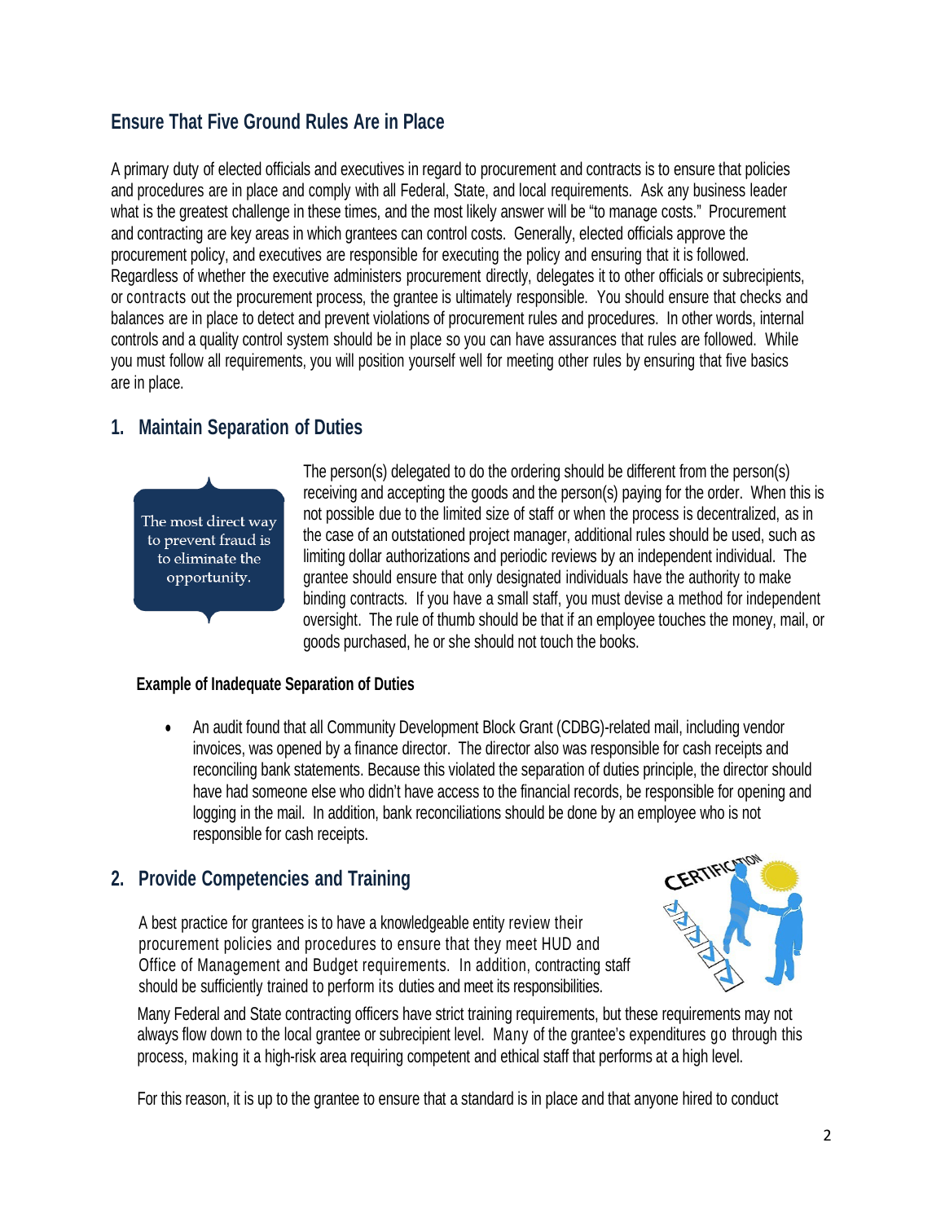## Ensure That Five Ground Rules Are in Place

A primary duty of elected officials and executives in regard to procurement and contracts is to ensure that policies and procedures are in place and comply with all Federal, State, and local requirements. Ask any business leader what is the greatest challenge in these times, and the most likely answer will be "to manage costs." Procurement and contracting are key areas in which grantees can control costs. Generally, elected officials approve the procurement policy, and executives are responsible for executing the policy and ensuring that it is followed. Regardless of whether the executive administers procurement directly, delegates it to other officials or subrecipients, or contracts out the procurement process, the grantee is ultimately responsible. You should ensure that checks and balances are in place to detect and prevent violations of procurement rules and procedures. In other words, internal controls and a quality control system should be in place so you can have assurances that rules are followed. While you must follow all requirements, you will position yourself well for meeting other rules by ensuring that five basics are in place.

### 1. Maintain Separation of Duties

The most direct way to prevent fraud is to eliminate the opportunity.

The person(s) delegated to do the ordering should be different from the person(s) receiving and accepting the goods and the person(s) paying for the order. When this is not possible due to the limited size of staff or when the process is decentralized, as in the case of an outstationed project manager, additional rules should be used, such as limiting dollar authorizations and periodic reviews by an independent individual. The grantee should ensure that only designated individuals have the authority to make binding contracts. If you have a small staff, you must devise a method for independent oversight. The rule of thumb should be that if an employee touches the money, mail, or goods purchased, he or she should not touch the books.

**Example of Inadequate Separation of Duties**

- An audit found that all Community Development Block Grant (CDBG)-related mail, including vendor invoices, was opened by a finance director. The director also was responsible for cash receipts and reconciling bank statements. Because this violated the separation of duties principle, the director should have had someone else who didn't have access to the financial records, be responsible for opening and logging in the mail. In addition, bank reconciliations should be done by an employee who is not responsible for cash receipts.

### 2. Provide Competencies and Training

A best practice for grantees is to have a knowledgeable entity review their procurement policies and procedures to ensure that they meet HUD and Office of Management and Budget requirements. In addition, contracting staff should be sufficiently trained to perform its duties and meet its responsibilities.

Many Federal and State contracting officers have strict training requirements, but these requirements may not always flow down to the local grantee or subrecipient level. Many of the grantee's expenditures go through this process, making it a high-risk area requiring competent and ethical staff that performs at a high level.

For this reason, it is up to the grantee to ensure that a standard is in place and that anyone hired to conduct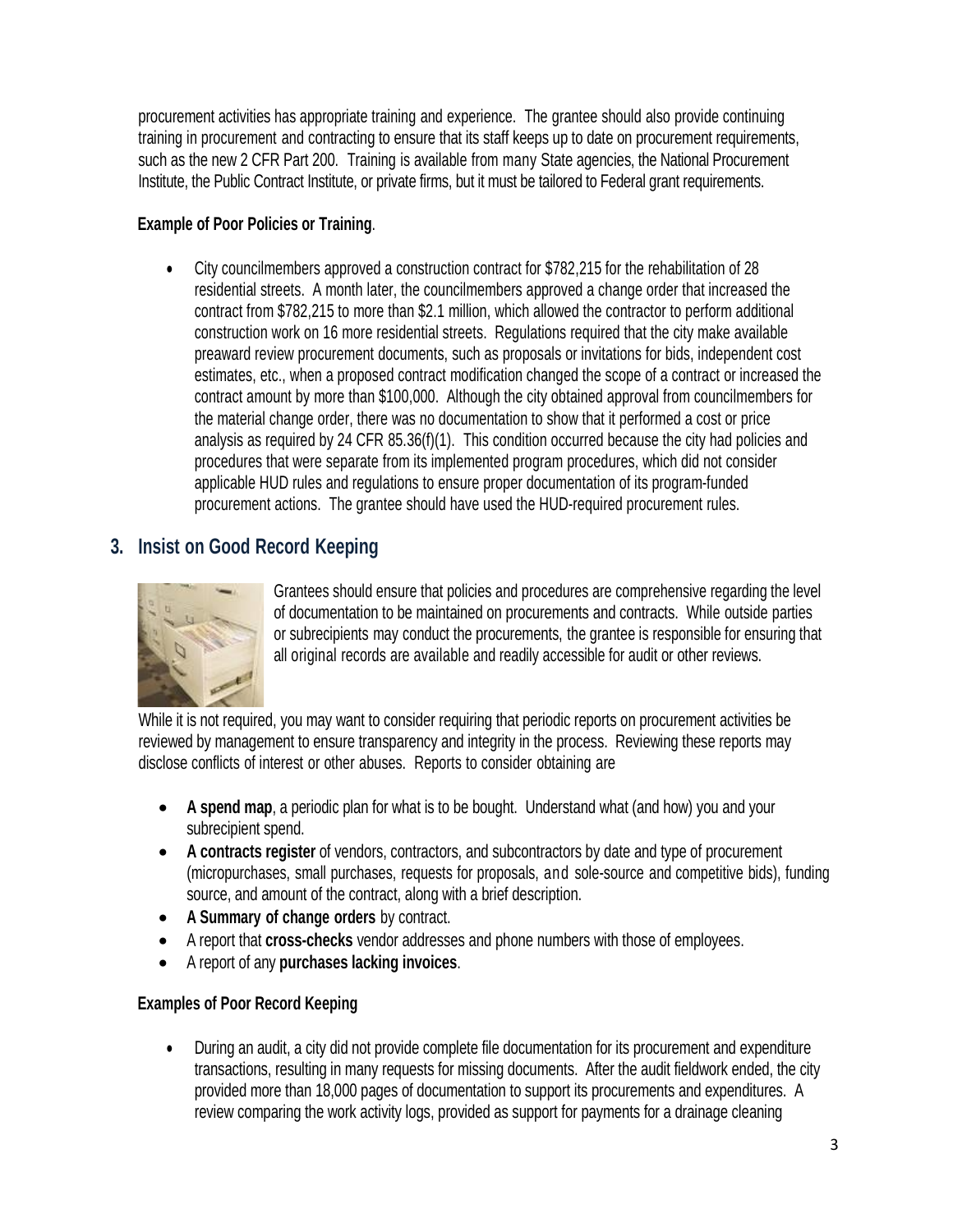procurement activities has appropriate training and experience. The grantee should also provide continuing training in procurement and contracting to ensure that its staff keeps up to date on procurement requirements, such as the new 2 CFR Part 200. Training is available from many State agencies, the National Procurement Institute, the Public Contract Institute, or private firms, but it must be tailored to Federal grant requirements.

**Example of Poor Policies or Training**.

- City councilmembers approved a construction contract for $782,215 for the rehabilitation of 28 residential streets. A month later, the councilmembers approved a change order that increased the contract from $782,215 to more than $2.1 million, which allowed the contractor to perform additional construction work on 16 more residential streets. Regulations required that the city make available preaward review procurement documents, such as proposals or invitations for bids, independent cost estimates, etc., when a proposed contract modification changed the scope of a contract or increased the contract amount by more than $100,000. Although the city obtained approval from councilmembers for the material change order, there was no documentation to show that it performed a cost or price analysis as required by 24 CFR 85.36(f)(1). This condition occurred because the city had policies and procedures that were separate from its implemented program procedures, which did not consider applicable HUD rules and regulations to ensure proper documentation of its program-funded procurement actions. The grantee should have used the HUD-required procurement rules.

## 3. Insist on Good Record Keeping

Grantees should ensure that policies and procedures are comprehensive regarding the level of documentation to be maintained on procurements and contracts. While outside parties or subrecipients may conduct the procurements, the grantee is responsible for ensuring that all original records are available and readily accessible for audit or other reviews.

While it is not required, you may want to consider requiring that periodic reports on procurement activities be reviewed by management to ensure transparency and integrity in the process. Reviewing these reports may disclose conflicts of interest or other abuses. Reports to consider obtaining are

- **A spend map**, a periodic plan for what is to be bought. Understand what (and how) you and your subrecipient spend.
- **A contracts register** of vendors, contractors, and subcontractors by date and type of procurement (micropurchases, small purchases, requests for proposals, and sole-source and competitive bids), funding source, and amount of the contract, along with a brief description.
- **A Summary of change orders** by contract.
- A report that **cross-checks** vendor addresses and phone numbers with those of employees.
- A report of any **purchases lacking invoices**.

**Examples of Poor Record Keeping**

- During an audit, a city did not provide complete file documentation for its procurement and expenditure transactions, resulting in many requests for missing documents. After the audit fieldwork ended, the city provided more than 18,000 pages of documentation to support its procurements and expenditures. A review comparing the work activity logs, provided as support for payments for a drainage cleaning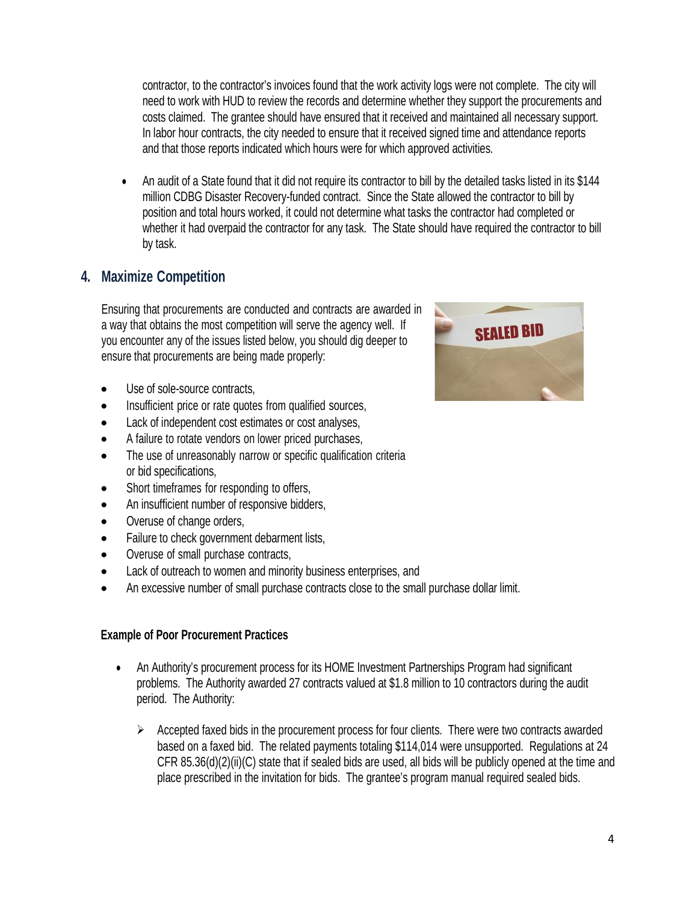contractor, to the contractor's invoices found that the work activity logs were not complete. The city will need to work with HUD to review the records and determine whether they support the procurements and costs claimed. The grantee should have ensured that it received and maintained all necessary support. In labor hour contracts, the city needed to ensure that it received signed time and attendance reports and that those reports indicated which hours were for which approved activities.

- An audit of a State found that it did not require its contractor to bill by the detailed tasks listed in its $144 million CDBG Disaster Recovery-funded contract. Since the State allowed the contractor to bill by position and total hours worked, it could not determine what tasks the contractor had completed or whether it had overpaid the contractor for any task. The State should have required the contractor to bill by task.

## 4. Maximize Competition

Ensuring that procurements are conducted and contracts are awarded in a way that obtains the most competition will serve the agency well. If you encounter any of the issues listed below, you should dig deeper to ensure that procurements are being made properly:

- Use of sole-source contracts,
- Insufficient price or rate quotes from qualified sources,
- Lack of independent cost estimates or cost analyses,
- A failure to rotate vendors on lower priced purchases,
- The use of unreasonably narrow or specific qualification criteria or bid specifications,
- Short timeframes for responding to offers,
- An insufficient number of responsive bidders,
- Overuse of change orders,
- Failure to check government debarment lists,
- Overuse of small purchase contracts,
- Lack of outreach to women and minority business enterprises, and
- An excessive number of small purchase contracts close to the small purchase dollar limit.

**Example of Poor Procurement Practices**

- An Authority's procurement process for its HOME Investment Partnerships Program had significant problems. The Authority awarded 27 contracts valued at $1.8 million to 10 contractors during the audit period. The Authority:
  - Accepted faxed bids in the procurement process for four clients. There were two contracts awarded based on a faxed bid. The related payments totaling $114,014 were unsupported. Regulations at 24 CFR 85.36(d)(2)(ii)(C) state that if sealed bids are used, all bids will be publicly opened at the time and place prescribed in the invitation for bids. The grantee's program manual required sealed bids.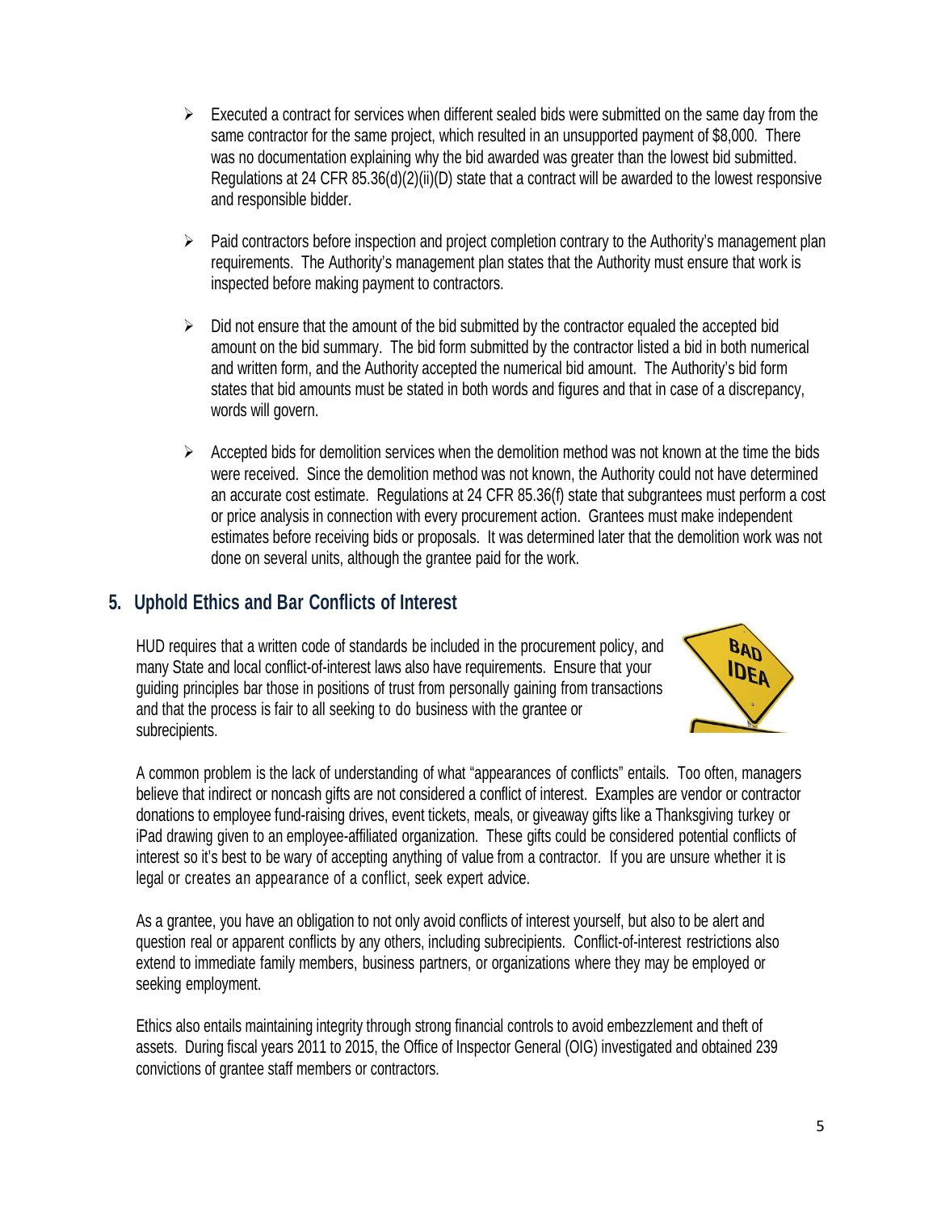- Executed a contract for services when different sealed bids were submitted on the same day from the same contractor for the same project, which resulted in an unsupported payment of $8,000. There was no documentation explaining why the bid awarded was greater than the lowest bid submitted. Regulations at 24 CFR 85.36(d)(2)(ii)(D) state that a contract will be awarded to the lowest responsive and responsible bidder.

- Paid contractors before inspection and project completion contrary to the Authority's management plan requirements. The Authority's management plan states that the Authority must ensure that work is inspected before making payment to contractors.

- Did not ensure that the amount of the bid submitted by the contractor equaled the accepted bid amount on the bid summary. The bid form submitted by the contractor listed a bid in both numerical and written form, and the Authority accepted the numerical bid amount. The Authority's bid form states that bid amounts must be stated in both words and figures and that in case of a discrepancy, words will govern.

- Accepted bids for demolition services when the demolition method was not known at the time the bids were received. Since the demolition method was not known, the Authority could not have determined an accurate cost estimate. Regulations at 24 CFR 85.36(f) state that subgrantees must perform a cost or price analysis in connection with every procurement action. Grantees must make independent estimates before receiving bids or proposals. It was determined later that the demolition work was not done on several units, although the grantee paid for the work.

## 5. Uphold Ethics and Bar Conflicts of Interest

HUD requires that a written code of standards be included in the procurement policy, and many State and local conflict-of-interest laws also have requirements. Ensure that your guiding principles bar those in positions of trust from personally gaining from transactions and that the process is fair to all seeking to do business with the grantee or subrecipients.

A common problem is the lack of understanding of what "appearances of conflicts" entails. Too often, managers believe that indirect or noncash gifts are not considered a conflict of interest. Examples are vendor or contractor donations to employee fund-raising drives, event tickets, meals, or giveaway gifts like a Thanksgiving turkey or iPad drawing given to an employee-affiliated organization. These gifts could be considered potential conflicts of interest so it's best to be wary of accepting anything of value from a contractor. If you are unsure whether it is legal or creates an appearance of a conflict, seek expert advice.

As a grantee, you have an obligation to not only avoid conflicts of interest yourself, but also to be alert and question real or apparent conflicts by any others, including subrecipients. Conflict-of-interest restrictions also extend to immediate family members, business partners, or organizations where they may be employed or seeking employment.

Ethics also entails maintaining integrity through strong financial controls to avoid embezzlement and theft of assets. During fiscal years 2011 to 2015, the Office of Inspector General (OIG) investigated and obtained 239 convictions of grantee staff members or contractors.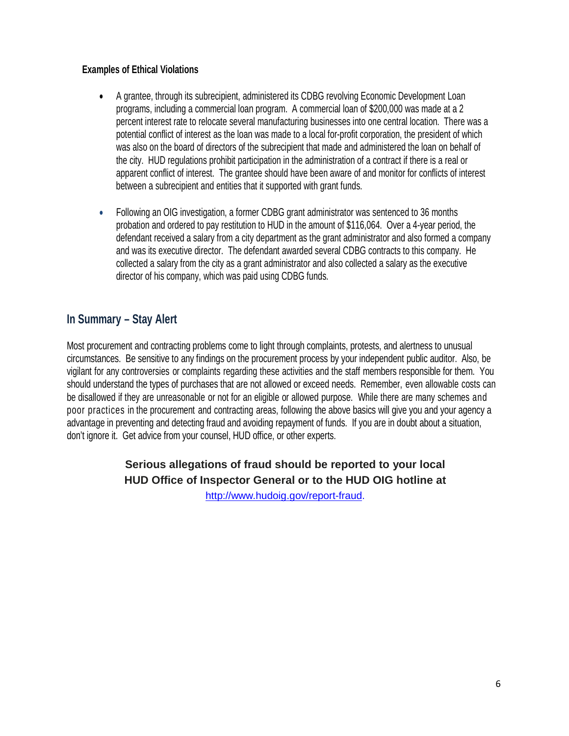**Examples of Ethical Violations**

- A grantee, through its subrecipient, administered its CDBG revolving Economic Development Loan programs, including a commercial loan program. A commercial loan of $200,000 was made at a 2 percent interest rate to relocate several manufacturing businesses into one central location. There was a potential conflict of interest as the loan was made to a local for-profit corporation, the president of which was also on the board of directors of the subrecipient that made and administered the loan on behalf of the city. HUD regulations prohibit participation in the administration of a contract if there is a real or apparent conflict of interest. The grantee should have been aware of and monitor for conflicts of interest between a subrecipient and entities that it supported with grant funds.
- Following an OIG investigation, a former CDBG grant administrator was sentenced to 36 months probation and ordered to pay restitution to HUD in the amount of $116,064. Over a 4-year period, the defendant received a salary from a city department as the grant administrator and also formed a company and was its executive director. The defendant awarded several CDBG contracts to this company. He collected a salary from the city as a grant administrator and also collected a salary as the executive director of his company, which was paid using CDBG funds.

## In Summary – Stay Alert

Most procurement and contracting problems come to light through complaints, protests, and alertness to unusual circumstances. Be sensitive to any findings on the procurement process by your independent public auditor. Also, be vigilant for any controversies or complaints regarding these activities and the staff members responsible for them. You should understand the types of purchases that are not allowed or exceed needs. Remember, even allowable costs can be disallowed if they are unreasonable or not for an eligible or allowed purpose. While there are many schemes and poor practices in the procurement and contracting areas, following the above basics will give you and your agency a advantage in preventing and detecting fraud and avoiding repayment of funds. If you are in doubt about a situation, don't ignore it. Get advice from your counsel, HUD office, or other experts.

**Serious allegations of fraud should be reported to your local HUD Office of Inspector General or to the HUD OIG hotline at** http://www.hudoig.gov/report-fraud.